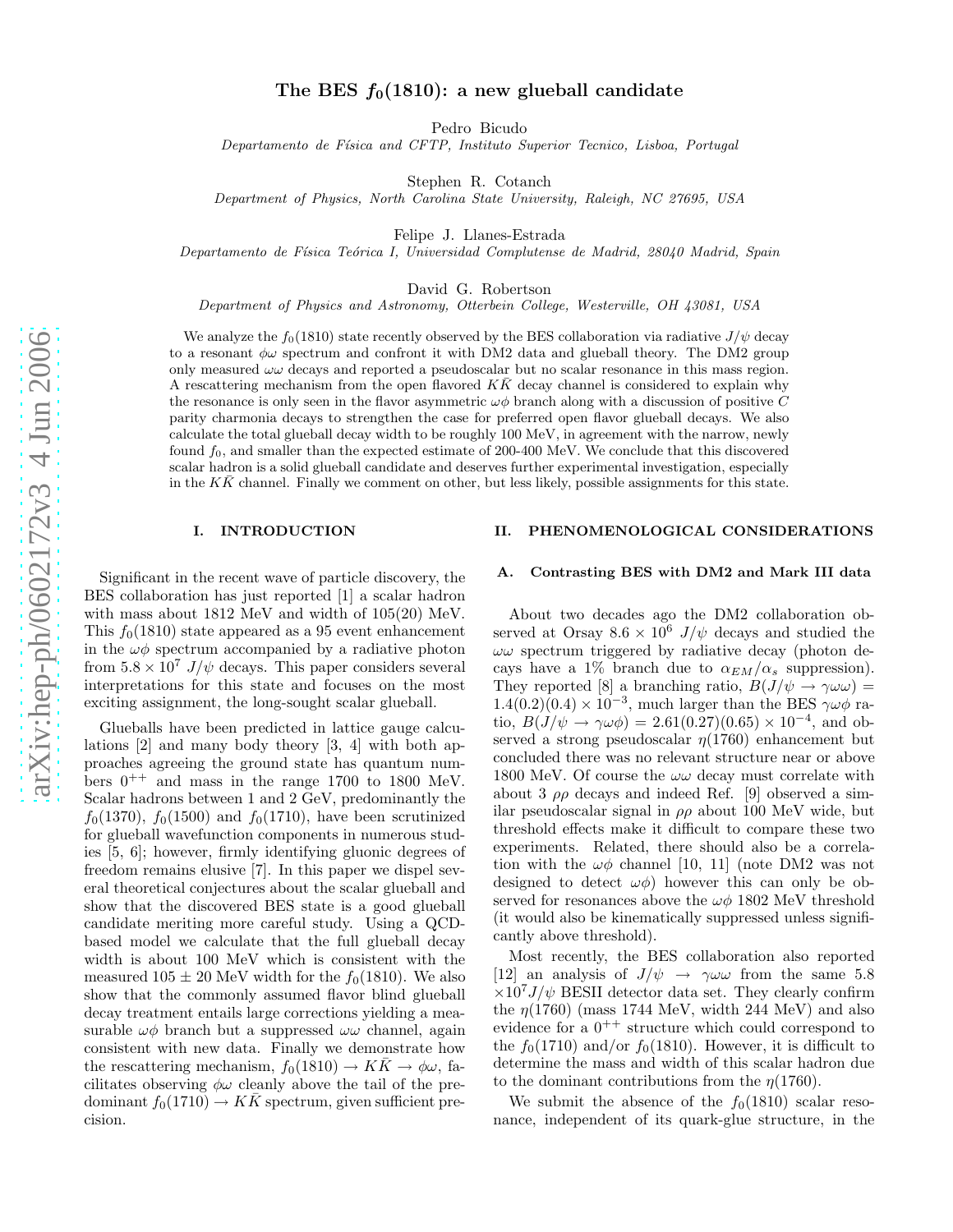# The BES $f_0(1810)$: a new glueball candidate

Pedro Bicudo

*Departamento de Física and CFTP, Instituto Superior Tecnico, Lisboa, Portugal*

Stephen R. Cotanch

*Department of Physics, North Carolina State University, Raleigh, NC 27695, USA*

Felipe J. Llanes-Estrada

*Departamento de Física Teórica I, Universidad Complutense de Madrid, 28040 Madrid, Spain*

David G. Robertson

*Department of Physics and Astronomy, Otterbein College, Westerville, OH 43081, USA*

We analyze the $f_0(1810)$ state recently observed by the BES collaboration via radiative $J/\psi$ decay to a resonant $\phi\omega$ spectrum and confront it with DM2 data and glueball theory. The DM2 group only measured $\omega\omega$ decays and reported a pseudoscalar but no scalar resonance in this mass region. A rescattering mechanism from the open flavored $K\bar{K}$ decay channel is considered to explain why the resonance is only seen in the flavor asymmetric $\omega\phi$ branch along with a discussion of positive $C$ parity charmonia decays to strengthen the case for preferred open flavor glueball decays. We also calculate the total glueball decay width to be roughly 100 MeV, in agreement with the narrow, newly found $f_0$, and smaller than the expected estimate of 200-400 MeV. We conclude that this discovered scalar hadron is a solid glueball candidate and deserves further experimental investigation, especially in the $K\bar{K}$ channel. Finally we comment on other, but less likely, possible assignments for this state.

## I. INTRODUCTION

Significant in the recent wave of particle discovery, the BES collaboration has just reported [1] a scalar hadron with mass about 1812 MeV and width of 105(20) MeV. This $f_0(1810)$ state appeared as a 95 event enhancement in the $\omega\phi$ spectrum accompanied by a radiative photon from $5.8 \times 10^7$ $J/\psi$ decays. This paper considers several interpretations for this state and focuses on the most exciting assignment, the long-sought scalar glueball.

Glueballs have been predicted in lattice gauge calculations [2] and many body theory [3, 4] with both approaches agreeing the ground state has quantum numbers $0^{++}$ and mass in the range 1700 to 1800 MeV. Scalar hadrons between 1 and 2 GeV, predominantly the $f_0(1370)$, $f_0(1500)$ and $f_0(1710)$, have been scrutinized for glueball wavefunction components in numerous studies [5, 6]; however, firmly identifying gluonic degrees of freedom remains elusive [7]. In this paper we dispel several theoretical conjectures about the scalar glueball and show that the discovered BES state is a good glueball candidate meriting more careful study. Using a QCD-based model we calculate that the full glueball decay width is about 100 MeV which is consistent with the measured $105 \pm 20$ MeV width for the $f_0(1810)$. We also show that the commonly assumed flavor blind glueball decay treatment entails large corrections yielding a measurable $\omega\phi$ branch but a suppressed $\omega\omega$ channel, again consistent with new data. Finally we demonstrate how the rescattering mechanism, $f_0(1810) \to K\bar{K} \to \phi\omega$, facilitates observing $\phi\omega$ cleanly above the tail of the predominant $f_0(1710) \to K\bar{K}$ spectrum, given sufficient precision.

## II. PHENOMENOLOGICAL CONSIDERATIONS

### A. Contrasting BES with DM2 and Mark III data

About two decades ago the DM2 collaboration observed at Orsay $8.6 \times 10^6$ $J/\psi$ decays and studied the $\omega\omega$ spectrum triggered by radiative decay (photon decays have a 1% branch due to $\alpha_{EM}/\alpha_s$ suppression). They reported [8] a branching ratio, $B(J/\psi \to \gamma\omega\omega) = 1.4(0.2)(0.4) \times 10^{-3}$, much larger than the BES $\gamma\omega\phi$ ratio, $B(J/\psi \to \gamma\omega\phi) = 2.61(0.27)(0.65) \times 10^{-4}$, and observed a strong pseudoscalar $\eta(1760)$ enhancement but concluded there was no relevant structure near or above 1800 MeV. Of course the $\omega\omega$ decay must correlate with about 3 $\rho\rho$ decays and indeed Ref. [9] observed a similar pseudoscalar signal in $\rho\rho$ about 100 MeV wide, but threshold effects make it difficult to compare these two experiments. Related, there should also be a correlation with the $\omega\phi$ channel [10, 11] (note DM2 was not designed to detect $\omega\phi$) however this can only be observed for resonances above the $\omega\phi$ 1802 MeV threshold (it would also be kinematically suppressed unless significantly above threshold).

Most recently, the BES collaboration also reported [12] an analysis of $J/\psi \to \gamma\omega\omega$ from the same 5.8 $\times 10^7 J/\psi$ BESII detector data set. They clearly confirm the $\eta(1760)$ (mass 1744 MeV, width 244 MeV) and also evidence for a $0^{++}$ structure which could correspond to the $f_0(1710)$ and/or $f_0(1810)$. However, it is difficult to determine the mass and width of this scalar hadron due to the dominant contributions from the $\eta(1760)$.

We submit the absence of the $f_0(1810)$ scalar resonance, independent of its quark-glue structure, in the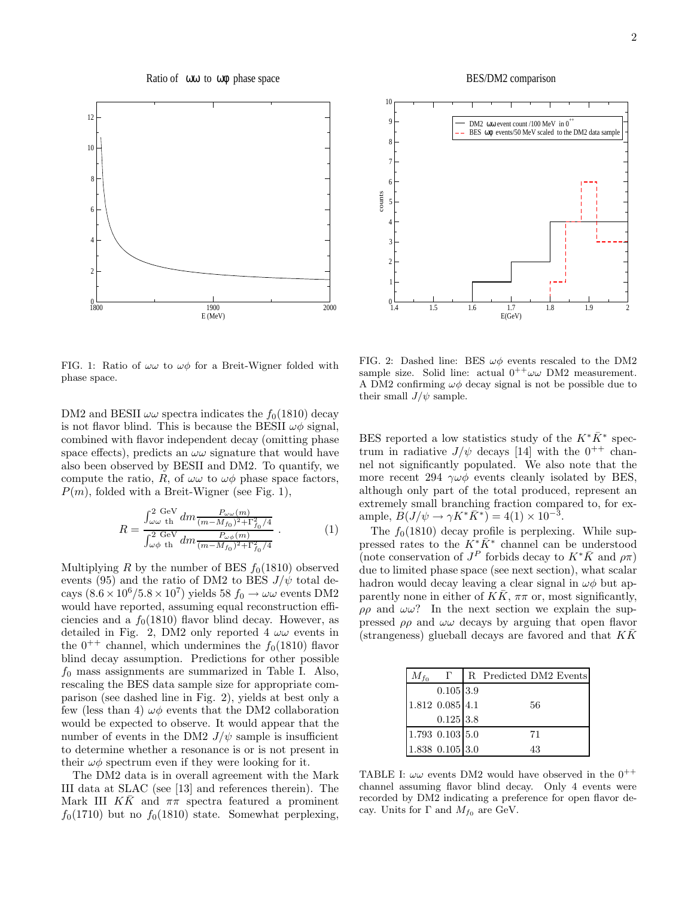FIG. 1: Ratio of $\omega\omega$ to $\omega\phi$ for a Breit-Wigner folded with phase space.

FIG. 2: Dashed line: BES $\omega\phi$ events rescaled to the DM2 sample size. Solid line: actual $0^{++}\omega\omega$ DM2 measurement. A DM2 confirming $\omega\phi$ decay signal is not be possible due to their small $J/\psi$ sample.

DM2 and BESII $\omega\omega$ spectra indicates the $f_0(1810)$ decay is not flavor blind. This is because the BESII $\omega\phi$ signal, combined with flavor independent decay (omitting phase space effects), predicts an $\omega\omega$ signature that would have also been observed by BESII and DM2. To quantify, we compute the ratio, $R$, of $\omega\omega$ to $\omega\phi$ phase space factors, $P(m)$, folded with a Breit-Wigner (see Fig. 1),

$$R = \frac{\int_{\omega\omega \text{ th}}^{2 \text{ GeV}} dm \frac{P_{\omega\omega}(m)}{(m-M_{f_0})^2+\Gamma_{f_0}^2/4}}{\int_{\omega\phi \text{ th}}^{2 \text{ GeV}} dm \frac{P_{\omega\phi}(m)}{(m-M_{f_0})^2+\Gamma_{f_0}^2/4}} . \quad (1)$$

Multiplying $R$ by the number of BES $f_0(1810)$ observed events (95) and the ratio of DM2 to BES $J/\psi$ total decays ($8.6 \times 10^6/5.8 \times 10^7$) yields 58 $f_0 \to \omega\omega$ events DM2 would have reported, assuming equal reconstruction efficiencies and a $f_0(1810)$ flavor blind decay. However, as detailed in Fig. 2, DM2 only reported 4 $\omega\omega$ events in the $0^{++}$ channel, which undermines the $f_0(1810)$ flavor blind decay assumption. Predictions for other possible $f_0$ mass assignments are summarized in Table I. Also, rescaling the BES data sample size for appropriate comparison (see dashed line in Fig. 2), yields at best only a few (less than 4) $\omega\phi$ events that the DM2 collaboration would be expected to observe. It would appear that the number of events in the DM2 $J/\psi$ sample is insufficient to determine whether a resonance is or is not present in their $\omega\phi$ spectrum even if they were looking for it.

The DM2 data is in overall agreement with the Mark III data at SLAC (see [13] and references therein). The Mark III $K\bar{K}$ and $\pi\pi$ spectra featured a prominent $f_0(1710)$ but no $f_0(1810)$ state. Somewhat perplexing, BES reported a low statistics study of the $K^*\bar{K}^*$ spectrum in radiative $J/\psi$ decays [14] with the $0^{++}$ channel not significantly populated. We also note that the more recent 294 $\gamma\omega\phi$ events cleanly isolated by BES, although only part of the total produced, represent an extremely small branching fraction compared to, for example, $B(J/\psi \to \gamma K^*\bar{K}^*) = 4(1) \times 10^{-3}$.

The $f_0(1810)$ decay profile is perplexing. While suppressed rates to the $K^*\bar{K}^*$ channel can be understood (note conservation of $J^P$ forbids decay to $K^*\bar{K}$ and $\rho\pi$) due to limited phase space (see next section), what scalar hadron would decay leaving a clear signal in $\omega\phi$ but apparently none in either of $K\bar{K}$, $\pi\pi$ or, most significantly, $\rho\rho$ and $\omega\omega$? In the next section we explain the suppressed $\rho\rho$ and $\omega\omega$ decays by arguing that open flavor (strangeness) glueball decays are favored and that $K\bar{K}$

| $M_{f_0}$ | $\Gamma$ | R | Predicted DM2 Events |
|---|---|---|---|
| | 0.105 | 3.9 | |
| 1.812 | 0.085 | 4.1 | 56 |
| | 0.125 | 3.8 | |
| 1.793 | 0.103 | 5.0 | 71 |
| 1.838 | 0.105 | 3.0 | 43 |

TABLE I: $\omega\omega$ events DM2 would have observed in the $0^{++}$ channel assuming flavor blind decay. Only 4 events were recorded by DM2 indicating a preference for open flavor decay. Units for $\Gamma$ and $M_{f_0}$ are GeV.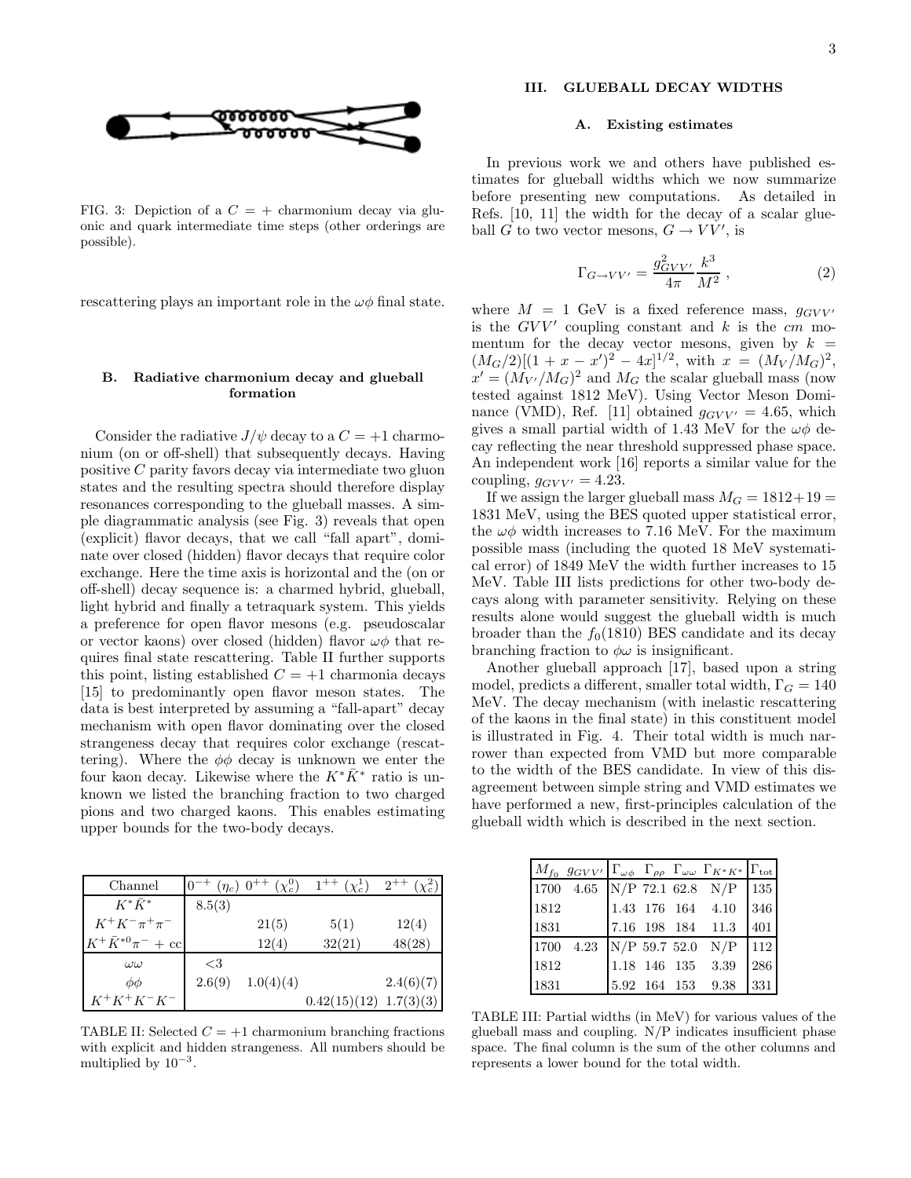FIG. 3: Depiction of a $C = +$ charmonium decay via gluonic and quark intermediate time steps (other orderings are possible).

rescattering plays an important role in the $\omega\phi$ final state.

### B. Radiative charmonium decay and glueball formation

Consider the radiative $J/\psi$ decay to a $C = +1$ charmonium (on or off-shell) that subsequently decays. Having positive $C$ parity favors decay via intermediate two gluon states and the resulting spectra should therefore display resonances corresponding to the glueball masses. A simple diagrammatic analysis (see Fig. 3) reveals that open (explicit) flavor decays, that we call "fall apart", dominate over closed (hidden) flavor decays that require color exchange. Here the time axis is horizontal and the (on or off-shell) decay sequence is: a charmed hybrid, glueball, light hybrid and finally a tetraquark system. This yields a preference for open flavor mesons (e.g. pseudoscalar or vector kaons) over closed (hidden) flavor $\omega\phi$ that requires final state rescattering. Table II further supports this point, listing established $C = +1$ charmonia decays [15] to predominantly open flavor meson states. The data is best interpreted by assuming a "fall-apart" decay mechanism with open flavor dominating over the closed strangeness decay that requires color exchange (rescattering). Where the $\phi\phi$ decay is unknown we enter the four kaon decay. Likewise where the $K^*\bar{K}^*$ ratio is unknown we listed the branching fraction to two charged pions and two charged kaons. This enables estimating upper bounds for the two-body decays.

| Channel | $0^{-+}$ ($\eta_c$) | $0^{++}$ ($\chi_c^0$) | $1^{++}$ ($\chi_c^1$) | $2^{++}$ ($\chi_c^2$) |
|---|---|---|---|---|
| $K^*\bar{K}^*$ | 8.5(3) | | | |
| $K^+K^-\pi^+\pi^-$ | | 21(5) | 5(1) | 12(4) |
| $K^+\bar{K}^{*0}\pi^-$ + cc | | 12(4) | 32(21) | 48(28) |
| $\omega\omega$ | <3 | | | |
| $\phi\phi$ | 2.6(9) | 1.0(4)(4) | | 2.4(6)(7) |
| $K^+K^+K^-K^-$ | | | 0.42(15)(12) | 1.7(3)(3) |

TABLE II: Selected $C = +1$ charmonium branching fractions with explicit and hidden strangeness. All numbers should be multiplied by $10^{-3}$.

## III. GLUEBALL DECAY WIDTHS

### A. Existing estimates

In previous work we and others have published estimates for glueball widths which we now summarize before presenting new computations. As detailed in Refs. [10, 11] the width for the decay of a scalar glueball $G$ to two vector mesons, $G \to VV'$, is

$$\Gamma_{G\to VV'} = \frac{g^2_{GVV'}}{4\pi}\frac{k^3}{M^2} , \tag{2}$$

where $M = 1$ GeV is a fixed reference mass, $g_{GVV'}$ is the $GVV'$ coupling constant and $k$ is the *cm* momentum for the decay vector mesons, given by $k = (M_G/2)[(1 + x - x')^2 - 4x]^{1/2}$, with $x = (M_V/M_G)^2$, $x' = (M_{V'}/M_G)^2$ and $M_G$ the scalar glueball mass (now tested against 1812 MeV). Using Vector Meson Dominance (VMD), Ref. [11] obtained $g_{GVV'} = 4.65$, which gives a small partial width of 1.43 MeV for the $\omega\phi$ decay reflecting the near threshold suppressed phase space. An independent work [16] reports a similar value for the coupling, $g_{GVV'} = 4.23$.

If we assign the larger glueball mass $M_G = 1812+19 = 1831$ MeV, using the BES quoted upper statistical error, the $\omega\phi$ width increases to 7.16 MeV. For the maximum possible mass (including the quoted 18 MeV systematical error) of 1849 MeV the width further increases to 15 MeV. Table III lists predictions for other two-body decays along with parameter sensitivity. Relying on these results alone would suggest the glueball width is much broader than the $f_0(1810)$ BES candidate and its decay branching fraction to $\phi\omega$ is insignificant.

Another glueball approach [17], based upon a string model, predicts a different, smaller total width, $\Gamma_G = 140$ MeV. The decay mechanism (with inelastic rescattering of the kaons in the final state) in this constituent model is illustrated in Fig. 4. Their total width is much narrower than expected from VMD but more comparable to the width of the BES candidate. In view of this disagreement between simple string and VMD estimates we have performed a new, first-principles calculation of the glueball width which is described in the next section.

| $M_{f_0}$ | $g_{GVV'}$ | $\Gamma_{\omega\phi}$ | $\Gamma_{\rho\rho}$ | $\Gamma_{\omega\omega}$ | $\Gamma_{K^*K^*}$ | $\Gamma_{\rm tot}$ |
|---|---|---|---|---|---|---|
| 1700 | 4.65 | N/P | 72.1 | 62.8 | N/P | 135 |
| 1812 | | 1.43 | 176 | 164 | 4.10 | 346 |
| 1831 | | 7.16 | 198 | 184 | 11.3 | 401 |
| 1700 | 4.23 | N/P | 59.7 | 52.0 | N/P | 112 |
| 1812 | | 1.18 | 146 | 135 | 3.39 | 286 |
| 1831 | | 5.92 | 164 | 153 | 9.38 | 331 |

TABLE III: Partial widths (in MeV) for various values of the glueball mass and coupling. N/P indicates insufficient phase space. The final column is the sum of the other columns and represents a lower bound for the total width.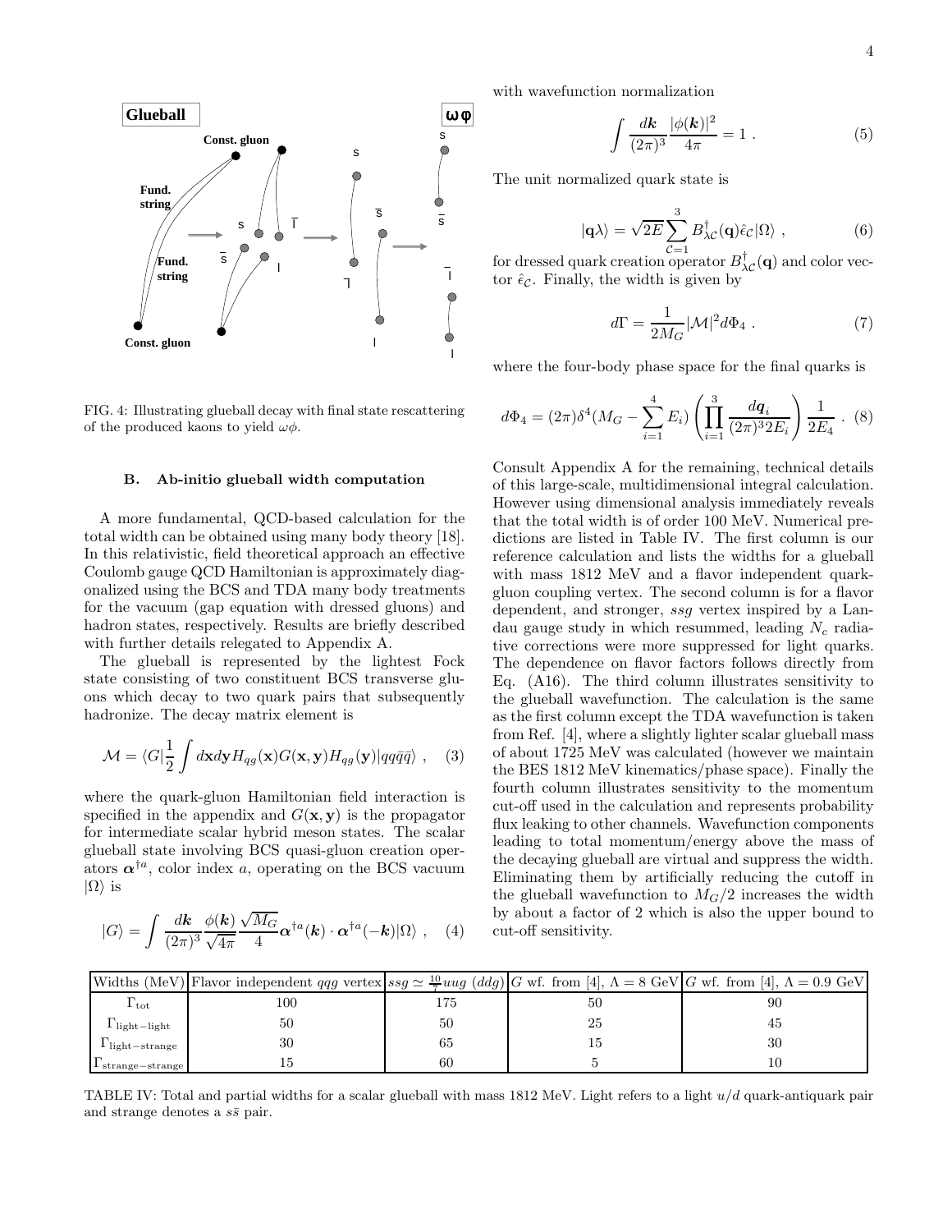FIG. 4: Illustrating glueball decay with final state rescattering of the produced kaons to yield $\omega\phi$.

### B. Ab-initio glueball width computation

A more fundamental, QCD-based calculation for the total width can be obtained using many body theory [18]. In this relativistic, field theoretical approach an effective Coulomb gauge QCD Hamiltonian is approximately diagonalized using the BCS and TDA many body treatments for the vacuum (gap equation with dressed gluons) and hadron states, respectively. Results are briefly described with further details relegated to Appendix A.

The glueball is represented by the lightest Fock state consisting of two constituent BCS transverse gluons which decay to two quark pairs that subsequently hadronize. The decay matrix element is

$$\mathcal{M} = \langle G | \frac{1}{2} \int d\mathbf{x} d\mathbf{y} H_{qg}(\mathbf{x}) G(\mathbf{x}, \mathbf{y}) H_{qg}(\mathbf{y}) | q q \bar{q} \bar{q} \rangle \ , \quad (3)$$

where the quark-gluon Hamiltonian field interaction is specified in the appendix and $G(\mathbf{x}, \mathbf{y})$ is the propagator for intermediate scalar hybrid meson states. The scalar glueball state involving BCS quasi-gluon creation operators $\boldsymbol{\alpha}^{\dagger a}$, color index $a$, operating on the BCS vacuum $|\Omega\rangle$ is

$$|G\rangle = \int \frac{d\boldsymbol{k}}{(2\pi)^3} \frac{\phi(\boldsymbol{k})}{\sqrt{4\pi}} \frac{\sqrt{M_G}}{4} \boldsymbol{\alpha}^{\dagger a}(\boldsymbol{k}) \cdot \boldsymbol{\alpha}^{\dagger a}(-\boldsymbol{k}) |\Omega\rangle \ , \quad (4)$$

with wavefunction normalization

$$\int \frac{d\boldsymbol{k}}{(2\pi)^3} \frac{|\phi(\boldsymbol{k})|^2}{4\pi} = 1 \ . \quad (5)$$

The unit normalized quark state is

$$|\mathbf{q}\lambda\rangle = \sqrt{2E} \sum_{\mathcal{C}=1}^{3} B^{\dagger}_{\lambda\mathcal{C}}(\mathbf{q}) \hat{\epsilon}_{\mathcal{C}} |\Omega\rangle \ , \quad (6)$$

for dressed quark creation operator $B^{\dagger}_{\lambda\mathcal{C}}(\mathbf{q})$ and color vector $\hat{\epsilon}_{\mathcal{C}}$. Finally, the width is given by

$$d\Gamma = \frac{1}{2M_G} |\mathcal{M}|^2 d\Phi_4 \ . \quad (7)$$

where the four-body phase space for the final quarks is

$$d\Phi_4 = (2\pi)\delta^4(M_G - \sum_{i=1}^{4} E_i) \left( \prod_{i=1}^{3} \frac{d\boldsymbol{q}_i}{(2\pi)^3 2E_i} \right) \frac{1}{2E_4} \ . \quad (8)$$

Consult Appendix A for the remaining, technical details of this large-scale, multidimensional integral calculation. However using dimensional analysis immediately reveals that the total width is of order 100 MeV. Numerical predictions are listed in Table IV. The first column is our reference calculation and lists the widths for a glueball with mass 1812 MeV and a flavor independent quark-gluon coupling vertex. The second column is for a flavor dependent, and stronger, $ssg$ vertex inspired by a Landau gauge study in which resummed, leading $N_c$ radiative corrections were more suppressed for light quarks. The dependence on flavor factors follows directly from Eq. (A16). The third column illustrates sensitivity to the glueball wavefunction. The calculation is the same as the first column except the TDA wavefunction is taken from Ref. [4], where a slightly lighter scalar glueball mass of about 1725 MeV was calculated (however we maintain the BES 1812 MeV kinematics/phase space). Finally the fourth column illustrates sensitivity to the momentum cut-off used in the calculation and represents probability flux leaking to other channels. Wavefunction components leading to total momentum/energy above the mass of the decaying glueball are virtual and suppress the width. Eliminating them by artificially reducing the cutoff in the glueball wavefunction to $M_G/2$ increases the width by about a factor of 2 which is also the upper bound to cut-off sensitivity.

| Widths (MeV) | Flavor independent $qqg$ vertex | $ssg \simeq \frac{10}{7} uug$ $(ddg)$ | $G$ wf. from [4], $\Lambda = 8$ GeV | $G$ wf. from [4], $\Lambda = 0.9$ GeV |
|---|---|---|---|---|
| $\Gamma_{\rm tot}$ | 100 | 175 | 50 | 90 |
| $\Gamma_{\rm light-light}$ | 50 | 50 | 25 | 45 |
| $\Gamma_{\rm light-strange}$ | 30 | 65 | 15 | 30 |
| $\Gamma_{\rm strange-strange}$ | 15 | 60 | 5 | 10 |

TABLE IV: Total and partial widths for a scalar glueball with mass 1812 MeV. Light refers to a light $u/d$ quark-antiquark pair and strange denotes a $s\bar{s}$ pair.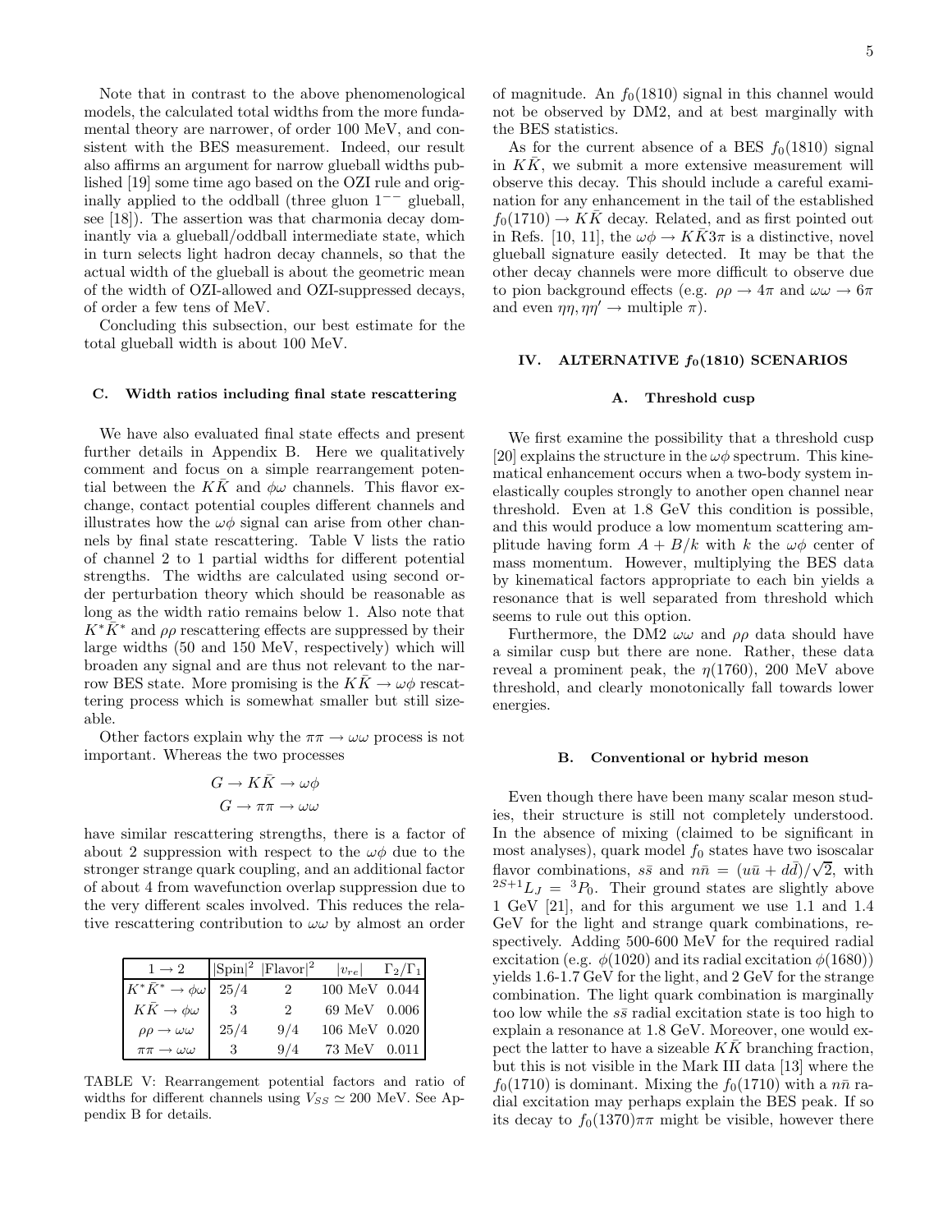Note that in contrast to the above phenomenological models, the calculated total widths from the more fundamental theory are narrower, of order 100 MeV, and consistent with the BES measurement. Indeed, our result also affirms an argument for narrow glueball widths published [19] some time ago based on the OZI rule and originally applied to the oddball (three gluon $1^{--}$ glueball, see [18]). The assertion was that charmonia decay dominantly via a glueball/oddball intermediate state, which in turn selects light hadron decay channels, so that the actual width of the glueball is about the geometric mean of the width of OZI-allowed and OZI-suppressed decays, of order a few tens of MeV.

Concluding this subsection, our best estimate for the total glueball width is about 100 MeV.

### C. Width ratios including final state rescattering

We have also evaluated final state effects and present further details in Appendix B. Here we qualitatively comment and focus on a simple rearrangement potential between the $K\bar{K}$ and $\phi\omega$ channels. This flavor exchange, contact potential couples different channels and illustrates how the $\omega\phi$ signal can arise from other channels by final state rescattering. Table V lists the ratio of channel 2 to 1 partial widths for different potential strengths. The widths are calculated using second order perturbation theory which should be reasonable as long as the width ratio remains below 1. Also note that $K^*\bar{K}^*$ and $\rho\rho$ rescattering effects are suppressed by their large widths (50 and 150 MeV, respectively) which will broaden any signal and are thus not relevant to the narrow BES state. More promising is the $K\bar{K} \rightarrow \omega\phi$ rescattering process which is somewhat smaller but still sizeable.

Other factors explain why the $\pi\pi \rightarrow \omega\omega$ process is not important. Whereas the two processes

$$G \rightarrow K\bar{K} \rightarrow \omega\phi$$
$$G \rightarrow \pi\pi \rightarrow \omega\omega$$

have similar rescattering strengths, there is a factor of about 2 suppression with respect to the $\omega\phi$ due to the stronger strange quark coupling, and an additional factor of about 4 from wavefunction overlap suppression due to the very different scales involved. This reduces the relative rescattering contribution to $\omega\omega$ by almost an order of magnitude. An $f_0(1810)$ signal in this channel would not be observed by DM2, and at best marginally with the BES statistics.

| $1 \rightarrow 2$ | $\lvert\text{Spin}\rvert^2$ | $\lvert\text{Flavor}\rvert^2$ | $\lvert v_{re}\rvert$ | $\Gamma_2/\Gamma_1$ |
|---|---|---|---|---|
| $K^*\bar{K}^* \rightarrow \phi\omega$ | 25/4 | 2 | 100 MeV | 0.044 |
| $K\bar{K} \rightarrow \phi\omega$ | 3 | 2 | 69 MeV | 0.006 |
| $\rho\rho \rightarrow \omega\omega$ | 25/4 | 9/4 | 106 MeV | 0.020 |
| $\pi\pi \rightarrow \omega\omega$ | 3 | 9/4 | 73 MeV | 0.011 |

TABLE V: Rearrangement potential factors and ratio of widths for different channels using $V_{SS} \simeq 200$ MeV. See Appendix B for details.

As for the current absence of a BES $f_0(1810)$ signal in $K\bar{K}$, we submit a more extensive measurement will observe this decay. This should include a careful examination for any enhancement in the tail of the established $f_0(1710) \rightarrow K\bar{K}$ decay. Related, and as first pointed out in Refs. [10, 11], the $\omega\phi \rightarrow K\bar{K}3\pi$ is a distinctive, novel glueball signature easily detected. It may be that the other decay channels were more difficult to observe due to pion background effects (e.g. $\rho\rho \rightarrow 4\pi$ and $\omega\omega \rightarrow 6\pi$ and even $\eta\eta, \eta' \rightarrow$ multiple $\pi$).

## IV. ALTERNATIVE $f_0(1810)$ SCENARIOS

### A. Threshold cusp

We first examine the possibility that a threshold cusp [20] explains the structure in the $\omega\phi$ spectrum. This kinematical enhancement occurs when a two-body system inelastically couples strongly to another open channel near threshold. Even at 1.8 GeV this condition is possible, and this would produce a low momentum scattering amplitude having form $A + B/k$ with $k$ the $\omega\phi$ center of mass momentum. However, multiplying the BES data by kinematical factors appropriate to each bin yields a resonance that is well separated from threshold which seems to rule out this option.

Furthermore, the DM2 $\omega\omega$ and $\rho\rho$ data should have a similar cusp but there are none. Rather, these data reveal a prominent peak, the $\eta(1760)$, 200 MeV above threshold, and clearly monotonically fall towards lower energies.

### B. Conventional or hybrid meson

Even though there have been many scalar meson studies, their structure is still not completely understood. In the absence of mixing (claimed to be significant in most analyses), quark model $f_0$ states have two isoscalar flavor combinations, $s\bar{s}$ and $n\bar{n} = (u\bar{u} + d\bar{d})/\sqrt{2}$, with ${}^{2S+1}L_J = {}^3P_0$. Their ground states are slightly above 1 GeV [21], and for this argument we use 1.1 and 1.4 GeV for the light and strange quark combinations, respectively. Adding 500-600 MeV for the required radial excitation (e.g. $\phi(1020)$ and its radial excitation $\phi(1680)$) yields 1.6-1.7 GeV for the light, and 2 GeV for the strange combination. The light quark combination is marginally too low while the $s\bar{s}$ radial excitation state is too high to explain a resonance at 1.8 GeV. Moreover, one would expect the latter to have a sizeable $K\bar{K}$ branching fraction, but this is not visible in the Mark III data [13] where the $f_0(1710)$ is dominant. Mixing the $f_0(1710)$ with a $n\bar{n}$ radial excitation may perhaps explain the BES peak. If so its decay to $f_0(1370)\pi\pi$ might be visible, however there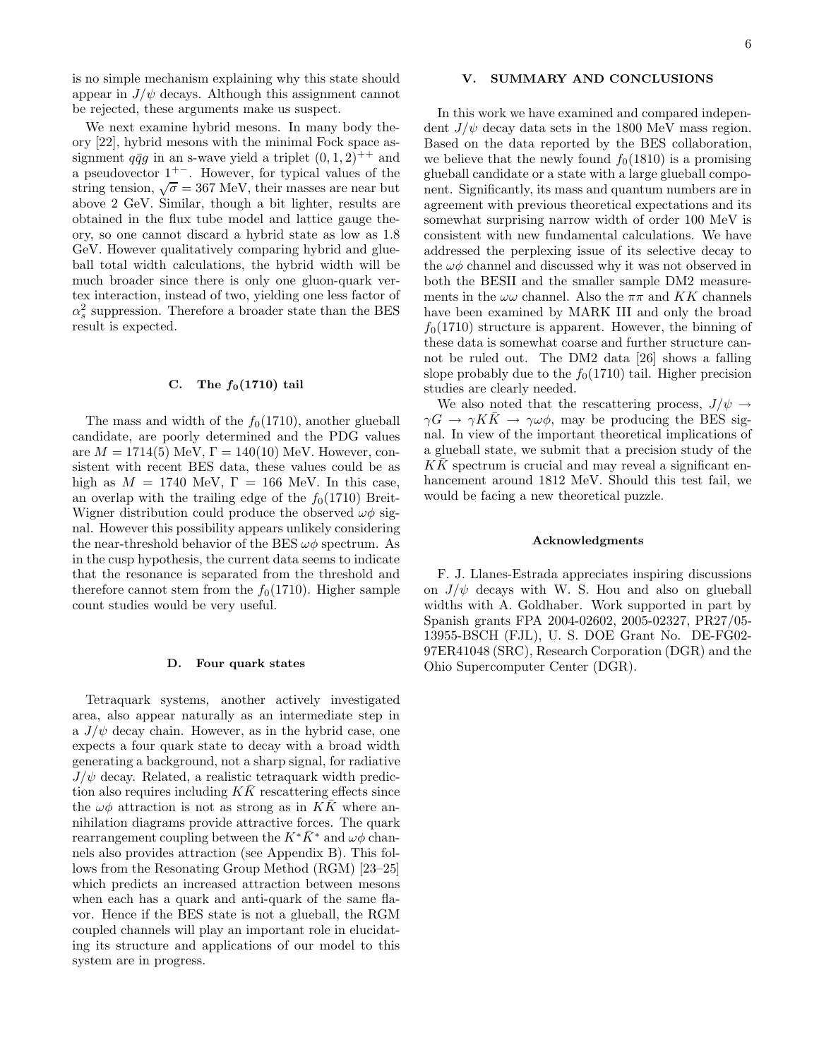is no simple mechanism explaining why this state should appear in $J/\psi$ decays. Although this assignment cannot be rejected, these arguments make us suspect.

We next examine hybrid mesons. In many body theory [22], hybrid mesons with the minimal Fock space assignment $q\bar{q}g$ in an s-wave yield a triplet $(0,1,2)^{++}$ and a pseudovector $1^{+-}$. However, for typical values of the string tension, $\sqrt{\sigma} = 367$ MeV, their masses are near but above 2 GeV. Similar, though a bit lighter, results are obtained in the flux tube model and lattice gauge theory, so one cannot discard a hybrid state as low as 1.8 GeV. However qualitatively comparing hybrid and glueball total width calculations, the hybrid width will be much broader since there is only one gluon-quark vertex interaction, instead of two, yielding one less factor of $\alpha_s^2$ suppression. Therefore a broader state than the BES result is expected.

### C. The $f_0(1710)$ tail

The mass and width of the $f_0(1710)$, another glueball candidate, are poorly determined and the PDG values are $M = 1714(5)$ MeV, $\Gamma = 140(10)$ MeV. However, consistent with recent BES data, these values could be as high as $M = 1740$ MeV, $\Gamma = 166$ MeV. In this case, an overlap with the trailing edge of the $f_0(1710)$ Breit-Wigner distribution could produce the observed $\omega\phi$ signal. However this possibility appears unlikely considering the near-threshold behavior of the BES $\omega\phi$ spectrum. As in the cusp hypothesis, the current data seems to indicate that the resonance is separated from the threshold and therefore cannot stem from the $f_0(1710)$. Higher sample count studies would be very useful.

### D. Four quark states

Tetraquark systems, another actively investigated area, also appear naturally as an intermediate step in a $J/\psi$ decay chain. However, as in the hybrid case, one expects a four quark state to decay with a broad width generating a background, not a sharp signal, for radiative $J/\psi$ decay. Related, a realistic tetraquark width prediction also requires including $K\bar{K}$ rescattering effects since the $\omega\phi$ attraction is not as strong as in $K\bar{K}$ where annihilation diagrams provide attractive forces. The quark rearrangement coupling between the $K^*\bar{K}^*$ and $\omega\phi$ channels also provides attraction (see Appendix B). This follows from the Resonating Group Method (RGM) [23–25] which predicts an increased attraction between mesons when each has a quark and anti-quark of the same flavor. Hence if the BES state is not a glueball, the RGM coupled channels will play an important role in elucidating its structure and applications of our model to this system are in progress.

## V. SUMMARY AND CONCLUSIONS

In this work we have examined and compared independent $J/\psi$ decay data sets in the 1800 MeV mass region. Based on the data reported by the BES collaboration, we believe that the newly found $f_0(1810)$ is a promising glueball candidate or a state with a large glueball component. Significantly, its mass and quantum numbers are in agreement with previous theoretical expectations and its somewhat surprising narrow width of order 100 MeV is consistent with new fundamental calculations. We have addressed the perplexing issue of its selective decay to the $\omega\phi$ channel and discussed why it was not observed in both the BESII and the smaller sample DM2 measurements in the $\omega\omega$ channel. Also the $\pi\pi$ and $KK$ channels have been examined by MARK III and only the broad $f_0(1710)$ structure is apparent. However, the binning of these data is somewhat coarse and further structure cannot be ruled out. The DM2 data [26] shows a falling slope probably due to the $f_0(1710)$ tail. Higher precision studies are clearly needed.

We also noted that the rescattering process, $J/\psi \to \gamma G \to \gamma K\bar{K} \to \gamma\omega\phi$, may be producing the BES signal. In view of the important theoretical implications of a glueball state, we submit that a precision study of the $K\bar{K}$ spectrum is crucial and may reveal a significant enhancement around 1812 MeV. Should this test fail, we would be facing a new theoretical puzzle.

#### Acknowledgments

F. J. Llanes-Estrada appreciates inspiring discussions on $J/\psi$ decays with W. S. Hou and also on glueball widths with A. Goldhaber. Work supported in part by Spanish grants FPA 2004-02602, 2005-02327, PR27/05-13955-BSCH (FJL), U. S. DOE Grant No. DE-FG02-97ER41048 (SRC), Research Corporation (DGR) and the Ohio Supercomputer Center (DGR).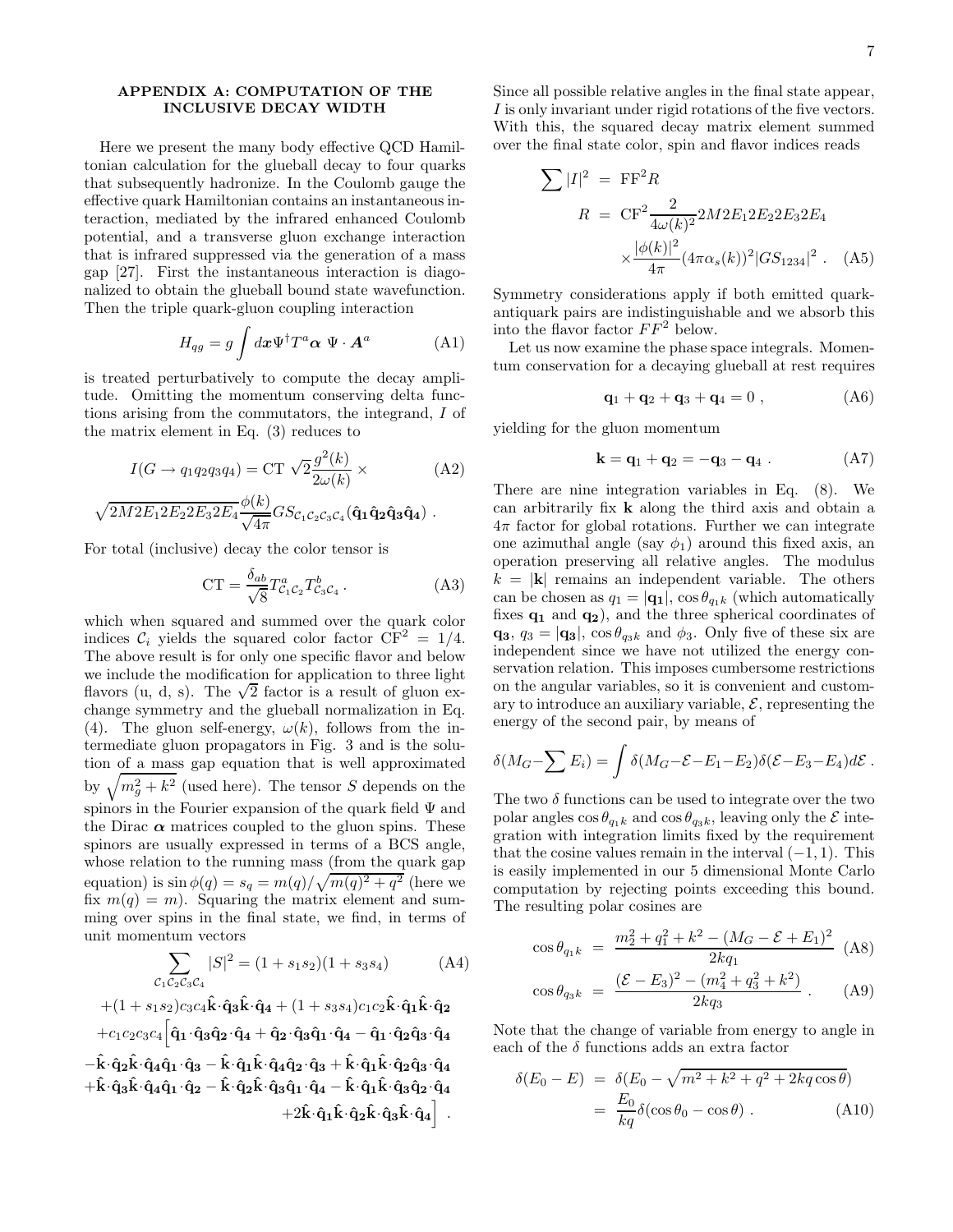## APPENDIX A: COMPUTATION OF THE INCLUSIVE DECAY WIDTH

Here we present the many body effective QCD Hamiltonian calculation for the glueball decay to four quarks that subsequently hadronize. In the Coulomb gauge the effective quark Hamiltonian contains an instantaneous interaction, mediated by the infrared enhanced Coulomb potential, and a transverse gluon exchange interaction that is infrared suppressed via the generation of a mass gap [27]. First the instantaneous interaction is diagonalized to obtain the glueball bound state wavefunction. Then the triple quark-gluon coupling interaction

$$H_{qg} = g \int d\boldsymbol{x} \Psi^{\dagger} T^a \boldsymbol{\alpha} \ \Psi \cdot \boldsymbol{A}^a \tag{A1}$$

is treated perturbatively to compute the decay amplitude. Omitting the momentum conserving delta functions arising from the commutators, the integrand, $I$ of the matrix element in Eq. (3) reduces to

$$I(G \to q_1 q_2 q_3 q_4) = \text{CT} \ \sqrt{2}\frac{g^2(k)}{2\omega(k)} \times \tag{A2}$$

$$\sqrt{2M2E_1 2E_2 2E_3 2E_4}\frac{\phi(k)}{\sqrt{4\pi}} GS_{\mathcal{C}_1\mathcal{C}_2\mathcal{C}_3\mathcal{C}_4}(\hat{\mathbf{q}}_1\hat{\mathbf{q}}_2\hat{\mathbf{q}}_3\hat{\mathbf{q}}_4) \ .$$

For total (inclusive) decay the color tensor is

$$\text{CT} = \frac{\delta_{ab}}{\sqrt{8}} T^a_{\mathcal{C}_1\mathcal{C}_2} T^b_{\mathcal{C}_3\mathcal{C}_4} \ . \tag{A3}$$

which when squared and summed over the quark color indices $\mathcal{C}_i$ yields the squared color factor $\text{CF}^2 = 1/4$. The above result is for only one specific flavor and below we include the modification for application to three light flavors (u, d, s). The $\sqrt{2}$ factor is a result of gluon exchange symmetry and the glueball normalization in Eq. (4). The gluon self-energy, $\omega(k)$, follows from the intermediate gluon propagators in Fig. 3 and is the solution of a mass gap equation that is well approximated by $\sqrt{m_g^2 + k^2}$ (used here). The tensor $S$ depends on the spinors in the Fourier expansion of the quark field $\Psi$ and the Dirac $\boldsymbol{\alpha}$ matrices coupled to the gluon spins. These spinors are usually expressed in terms of a BCS angle, whose relation to the running mass (from the quark gap equation) is $\sin\phi(q) = s_q = m(q)/\sqrt{m(q)^2 + q^2}$ (here we fix $m(q) = m$). Squaring the matrix element and summing over spins in the final state, we find, in terms of unit momentum vectors

$$\begin{aligned}
\sum_{\mathcal{C}_1\mathcal{C}_2\mathcal{C}_3\mathcal{C}_4} |S|^2 &= (1+s_1 s_2)(1+s_3 s_4) \qquad\qquad \text{(A4)}\\
&+(1+s_1s_2)c_3c_4\hat{\mathbf{k}}\cdot\hat{\mathbf{q}}_3\hat{\mathbf{k}}\cdot\hat{\mathbf{q}}_4 + (1+s_3s_4)c_1c_2\hat{\mathbf{k}}\cdot\hat{\mathbf{q}}_1\hat{\mathbf{k}}\cdot\hat{\mathbf{q}}_2\\
&+c_1c_2c_3c_4\Big[\hat{\mathbf{q}}_1\cdot\hat{\mathbf{q}}_3\hat{\mathbf{q}}_2\cdot\hat{\mathbf{q}}_4 + \hat{\mathbf{q}}_2\cdot\hat{\mathbf{q}}_3\hat{\mathbf{q}}_1\cdot\hat{\mathbf{q}}_4 - \hat{\mathbf{q}}_1\cdot\hat{\mathbf{q}}_2\hat{\mathbf{q}}_3\cdot\hat{\mathbf{q}}_4\\
&-\hat{\mathbf{k}}\cdot\hat{\mathbf{q}}_2\hat{\mathbf{k}}\cdot\hat{\mathbf{q}}_4\hat{\mathbf{q}}_1\cdot\hat{\mathbf{q}}_3 - \hat{\mathbf{k}}\cdot\hat{\mathbf{q}}_1\hat{\mathbf{k}}\cdot\hat{\mathbf{q}}_4\hat{\mathbf{q}}_2\cdot\hat{\mathbf{q}}_3 + \hat{\mathbf{k}}\cdot\hat{\mathbf{q}}_1\hat{\mathbf{k}}\cdot\hat{\mathbf{q}}_2\hat{\mathbf{q}}_3\cdot\hat{\mathbf{q}}_4\\
&+\hat{\mathbf{k}}\cdot\hat{\mathbf{q}}_3\hat{\mathbf{k}}\cdot\hat{\mathbf{q}}_4\hat{\mathbf{q}}_1\cdot\hat{\mathbf{q}}_2 - \hat{\mathbf{k}}\cdot\hat{\mathbf{q}}_2\hat{\mathbf{k}}\cdot\hat{\mathbf{q}}_3\hat{\mathbf{q}}_1\cdot\hat{\mathbf{q}}_4 - \hat{\mathbf{k}}\cdot\hat{\mathbf{q}}_1\hat{\mathbf{k}}\cdot\hat{\mathbf{q}}_3\hat{\mathbf{q}}_2\cdot\hat{\mathbf{q}}_4\\
&+2\hat{\mathbf{k}}\cdot\hat{\mathbf{q}}_1\hat{\mathbf{k}}\cdot\hat{\mathbf{q}}_2\hat{\mathbf{k}}\cdot\hat{\mathbf{q}}_3\hat{\mathbf{k}}\cdot\hat{\mathbf{q}}_4\Big] \ .
\end{aligned}$$

Since all possible relative angles in the final state appear, $I$ is only invariant under rigid rotations of the five vectors. With this, the squared decay matrix element summed over the final state color, spin and flavor indices reads

$$\begin{aligned}
\sum |I|^2 &= \text{FF}^2 R\\
R &= \text{CF}^2 \frac{2}{4\omega(k)^2} 2M2E_1 2E_2 2E_3 2E_4\\
&\quad\times \frac{|\phi(k)|^2}{4\pi}(4\pi\alpha_s(k))^2 |GS_{1234}|^2 \ . \qquad \text{(A5)}
\end{aligned}$$

Symmetry considerations apply if both emitted quark-antiquark pairs are indistinguishable and we absorb this into the flavor factor $FF^2$ below.

Let us now examine the phase space integrals. Momentum conservation for a decaying glueball at rest requires

$$\mathbf{q}_1 + \mathbf{q}_2 + \mathbf{q}_3 + \mathbf{q}_4 = 0 \ , \tag{A6}$$

yielding for the gluon momentum

$$\mathbf{k} = \mathbf{q}_1 + \mathbf{q}_2 = -\mathbf{q}_3 - \mathbf{q}_4 \ . \tag{A7}$$

There are nine integration variables in Eq. (8). We can arbitrarily fix $\mathbf{k}$ along the third axis and obtain a $4\pi$ factor for global rotations. Further we can integrate one azimuthal angle (say $\phi_1$) around this fixed axis, an operation preserving all relative angles. The modulus $k = |\mathbf{k}|$ remains an independent variable. The others can be chosen as $q_1 = |\mathbf{q}_1|$, $\cos\theta_{q_1 k}$ (which automatically fixes $\mathbf{q}_1$ and $\mathbf{q}_2$), and the three spherical coordinates of $\mathbf{q}_3$, $q_3 = |\mathbf{q}_3|$, $\cos\theta_{q_3 k}$ and $\phi_3$. Only five of these six are independent since we have not utilized the energy conservation relation. This imposes cumbersome restrictions on the angular variables, so it is convenient and customary to introduce an auxiliary variable, $\mathcal{E}$, representing the energy of the second pair, by means of

$$\delta(M_G - \sum E_i) = \int \delta(M_G - \mathcal{E} - E_1 - E_2)\delta(\mathcal{E} - E_3 - E_4) d\mathcal{E} \ .$$

The two $\delta$ functions can be used to integrate over the two polar angles $\cos\theta_{q_1 k}$ and $\cos\theta_{q_3 k}$, leaving only the $\mathcal{E}$ integration with integration limits fixed by the requirement that the cosine values remain in the interval $(-1, 1)$. This is easily implemented in our 5 dimensional Monte Carlo computation by rejecting points exceeding this bound. The resulting polar cosines are

$$\begin{aligned}
\cos\theta_{q_1 k} &= \frac{m_2^2 + q_1^2 + k^2 - (M_G - \mathcal{E} + E_1)^2}{2kq_1} \quad \text{(A8)}\\
\cos\theta_{q_3 k} &= \frac{(\mathcal{E} - E_3)^2 - (m_4^2 + q_3^2 + k^2)}{2kq_3} \ . \qquad \text{(A9)}
\end{aligned}$$

Note that the change of variable from energy to angle in each of the $\delta$ functions adds an extra factor

$$\begin{aligned}
\delta(E_0 - E) &= \delta(E_0 - \sqrt{m^2 + k^2 + q^2 + 2kq\cos\theta})\\
&= \frac{E_0}{kq}\delta(\cos\theta_0 - \cos\theta) \ . \qquad \text{(A10)}
\end{aligned}$$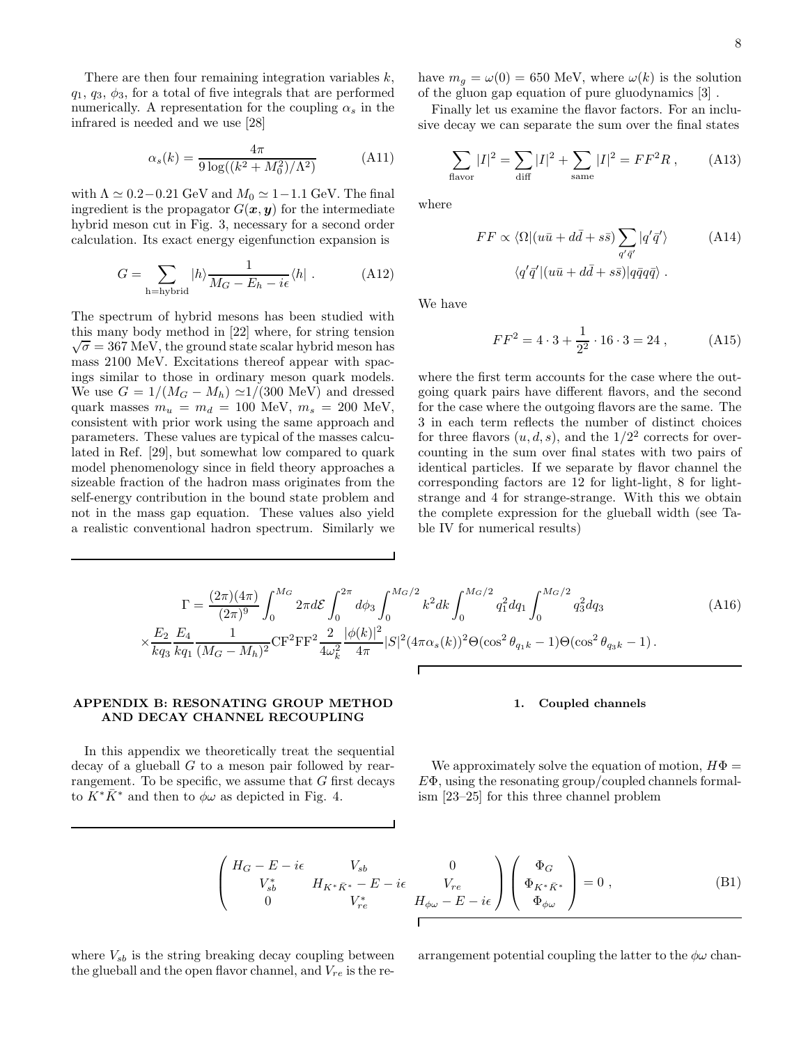There are then four remaining integration variables $k$, $q_1$, $q_3$, $\phi_3$, for a total of five integrals that are performed numerically. A representation for the coupling $\alpha_s$ in the infrared is needed and we use [28]

$$\alpha_s(k) = \frac{4\pi}{9\log((k^2+M_0^2)/\Lambda^2)} \tag{A11}$$

with $\Lambda \simeq 0.2-0.21$ GeV and $M_0 \simeq 1-1.1$ GeV. The final ingredient is the propagator $G(\boldsymbol{x},\boldsymbol{y})$ for the intermediate hybrid meson cut in Fig. 3, necessary for a second order calculation. Its exact energy eigenfunction expansion is

$$G = \sum_{\rm h=hybrid} |h\rangle \frac{1}{M_G - E_h - i\epsilon} \langle h| \ . \tag{A12}$$

The spectrum of hybrid mesons has been studied with this many body method in [22] where, for string tension $\sqrt{\sigma} = 367$ MeV, the ground state scalar hybrid meson has mass 2100 MeV. Excitations thereof appear with spacings similar to those in ordinary meson quark models. We use $G = 1/(M_G - M_h) \simeq 1/(300 \text{ MeV})$ and dressed quark masses $m_u = m_d = 100$ MeV, $m_s = 200$ MeV, consistent with prior work using the same approach and parameters. These values are typical of the masses calculated in Ref. [29], but somewhat low compared to quark model phenomenology since in field theory approaches a sizeable fraction of the hadron mass originates from the self-energy contribution in the bound state problem and not in the mass gap equation. These values also yield a realistic conventional hadron spectrum. Similarly we have $m_g = \omega(0) = 650$ MeV, where $\omega(k)$ is the solution of the gluon gap equation of pure gluodynamics [3] .

Finally let us examine the flavor factors. For an inclusive decay we can separate the sum over the final states

$$\sum_{\rm flavor} |I|^2 = \sum_{\rm diff} |I|^2 + \sum_{\rm same} |I|^2 = FF^2 R \ , \tag{A13}$$

where

$$FF \propto \langle \Omega | (u\bar{u} + d\bar{d} + s\bar{s}) \sum_{q'\bar{q}'} |q'\bar{q}'\rangle \\ \langle q'\bar{q}'|(u\bar{u} + d\bar{d} + s\bar{s})|q\bar{q}q\bar{q}\rangle \ . \tag{A14}$$

We have

$$FF^2 = 4\cdot 3 + \frac{1}{2^2}\cdot 16 \cdot 3 = 24 \ , \tag{A15}$$

where the first term accounts for the case where the outgoing quark pairs have different flavors, and the second for the case where the outgoing flavors are the same. The 3 in each term reflects the number of distinct choices for three flavors $(u, d, s)$, and the $1/2^2$ corrects for overcounting in the sum over final states with two pairs of identical particles. If we separate by flavor channel the corresponding factors are 12 for light-light, 8 for light-strange and 4 for strange-strange. With this we obtain the complete expression for the glueball width (see Table IV for numerical results)

$$\Gamma = \frac{(2\pi)(4\pi)}{(2\pi)^9} \int_0^{M_G} 2\pi d\mathcal{E} \int_0^{2\pi} d\phi_3 \int_0^{M_G/2} k^2 dk \int_0^{M_G/2} q_1^2 dq_1 \int_0^{M_G/2} q_3^2 dq_3 \\ \times \frac{E_2}{kq_3}\frac{E_4}{kq_1}\frac{1}{(M_G-M_h)^2} {\rm CF}^2 {\rm FF}^2 \frac{2}{4\omega_k^2}\frac{|\phi(k)|^2}{4\pi}|S|^2 (4\pi\alpha_s(k))^2 \Theta(\cos^2\theta_{q_1k} - 1)\Theta(\cos^2\theta_{q_3k}-1) \, . \tag{A16}$$

## APPENDIX B: RESONATING GROUP METHOD AND DECAY CHANNEL RECOUPLING

In this appendix we theoretically treat the sequential decay of a glueball $G$ to a meson pair followed by rearrangement. To be specific, we assume that $G$ first decays to $K^*\bar{K}^*$ and then to $\phi\omega$ as depicted in Fig. 4.

### 1. Coupled channels

We approximately solve the equation of motion, $H\Phi = E\Phi$, using the resonating group/coupled channels formalism [23–25] for this three channel problem

$$\begin{pmatrix} H_G - E - i\epsilon & V_{sb} & 0 \\ V_{sb}^* & H_{K^*\bar{K}^*} - E - i\epsilon & V_{re} \\ 0 & V_{re}^* & H_{\phi\omega} - E - i\epsilon \end{pmatrix} \begin{pmatrix} \Phi_G \\ \Phi_{K^*\bar{K}^*} \\ \Phi_{\phi\omega} \end{pmatrix} = 0 \ , \tag{B1}$$

where $V_{sb}$ is the string breaking decay coupling between the glueball and the open flavor channel, and $V_{re}$ is the rearrangement potential coupling the latter to the $\phi\omega$ chan-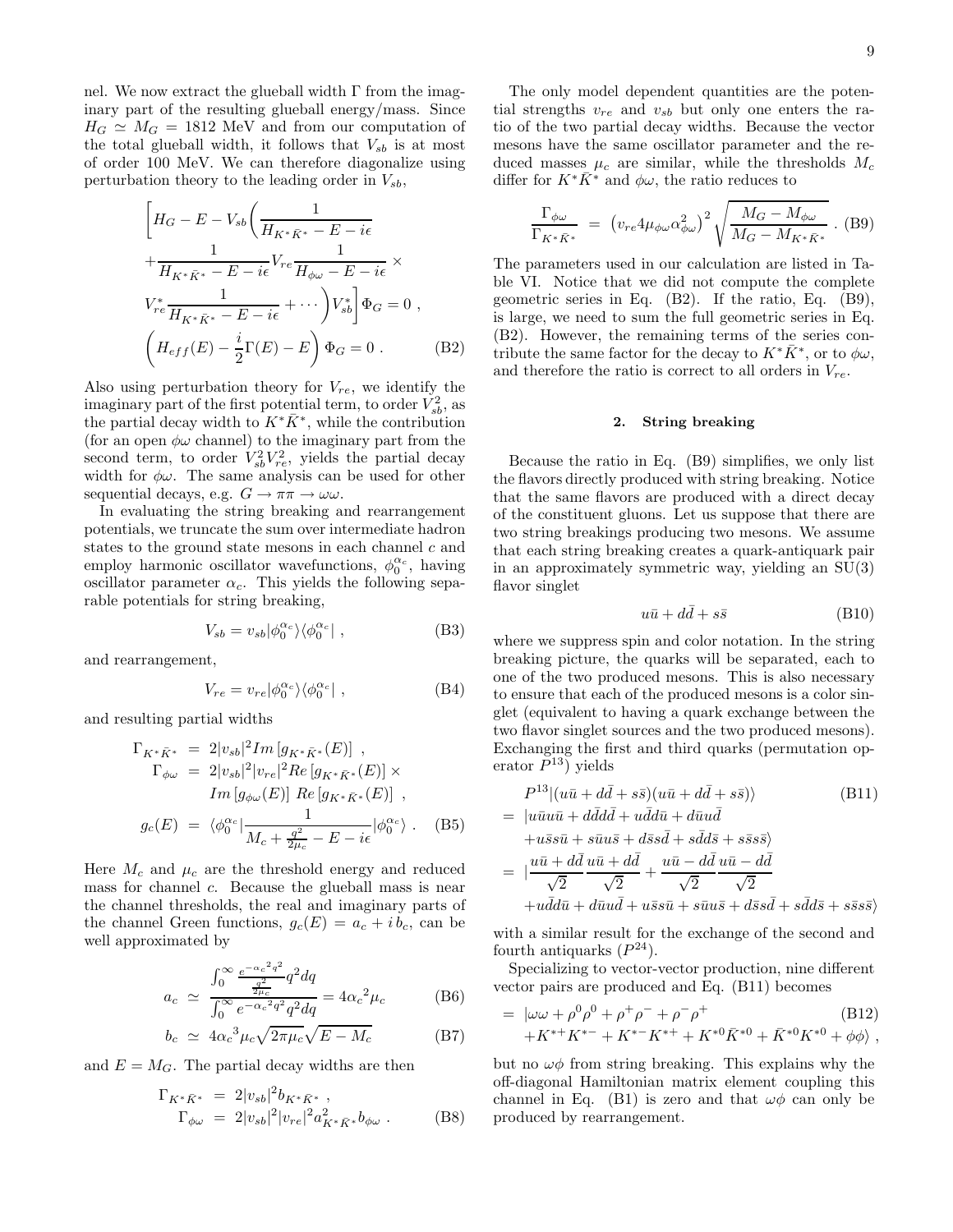nel. We now extract the glueball width $\Gamma$ from the imaginary part of the resulting glueball energy/mass. Since $H_G \simeq M_G = 1812$ MeV and from our computation of the total glueball width, it follows that $V_{sb}$ is at most of order 100 MeV. We can therefore diagonalize using perturbation theory to the leading order in $V_{sb}$,

$$
\begin{aligned}
&\left[H_G - E - V_{sb}\left(\frac{1}{H_{K^*\bar{K}^*} - E - i\epsilon}\right.\right. \\
&+ \frac{1}{H_{K^*\bar{K}^*} - E - i\epsilon} V_{re} \frac{1}{H_{\phi\omega} - E - i\epsilon} \times \\
&\left.\left. V_{re}^* \frac{1}{H_{K^*\bar{K}^*} - E - i\epsilon} + \cdots \right) V_{sb}^* \right] \Phi_G = 0 \ , \\
&\left(H_{eff}(E) - \frac{i}{2}\Gamma(E) - E\right) \Phi_G = 0 \ . \qquad \text{(B2)}
\end{aligned}
$$

Also using perturbation theory for $V_{re}$, we identify the imaginary part of the first potential term, to order $V_{sb}^2$, as the partial decay width to $K^*\bar{K}^*$, while the contribution (for an open $\phi\omega$ channel) to the imaginary part from the second term, to order $V_{sb}^2 V_{re}^2$, yields the partial decay width for $\phi\omega$. The same analysis can be used for other sequential decays, e.g. $G \to \pi\pi \to \omega\omega$.

In evaluating the string breaking and rearrangement potentials, we truncate the sum over intermediate hadron states to the ground state mesons in each channel $c$ and employ harmonic oscillator wavefunctions, $\phi_0^{\alpha_c}$, having oscillator parameter $\alpha_c$. This yields the following separable potentials for string breaking,

$$
V_{sb} = v_{sb} |\phi_0^{\alpha_c}\rangle\langle\phi_0^{\alpha_c}| \ , \qquad \text{(B3)}
$$

and rearrangement,

$$
V_{re} = v_{re} |\phi_0^{\alpha_c}\rangle\langle\phi_0^{\alpha_c}| \ , \qquad \text{(B4)}
$$

and resulting partial widths

$$
\begin{aligned}
\Gamma_{K^*\bar{K}^*} &= 2|v_{sb}|^2 Im\left[g_{K^*\bar{K}^*}(E)\right] \ , \\
\Gamma_{\phi\omega} &= 2|v_{sb}|^2 |v_{re}|^2 Re\left[g_{K^*\bar{K}^*}(E)\right] \times \\
& \quad Im\left[g_{\phi\omega}(E)\right] \ Re\left[g_{K^*\bar{K}^*}(E)\right] \ , \\
g_c(E) &= \langle\phi_0^{\alpha_c}| \frac{1}{M_c + \frac{q^2}{2\mu_c} - E - i\epsilon} |\phi_0^{\alpha_c}\rangle \ . \qquad \text{(B5)}
\end{aligned}
$$

Here $M_c$ and $\mu_c$ are the threshold energy and reduced mass for channel $c$. Because the glueball mass is near the channel thresholds, the real and imaginary parts of the channel Green functions, $g_c(E) = a_c + i\, b_c$, can be well approximated by

$$
a_c \simeq \frac{\int_0^\infty \frac{e^{-\alpha_c{}^2 q^2}}{\frac{q^2}{2\mu_c}} q^2 dq}{\int_0^\infty e^{-\alpha_c{}^2 q^2} q^2 dq} = 4{\alpha_c}^2 \mu_c \qquad \text{(B6)}
$$

$$
b_c \simeq 4{\alpha_c}^3 \mu_c \sqrt{2\pi\mu_c}\sqrt{E - M_c} \qquad \text{(B7)}
$$

and $E = M_G$. The partial decay widths are then

$$
\begin{aligned}
\Gamma_{K^*\bar{K}^*} &= 2|v_{sb}|^2 b_{K^*\bar{K}^*} \ , \\
\Gamma_{\phi\omega} &= 2|v_{sb}|^2 |v_{re}|^2 a_{K^*\bar{K}^*}^2 b_{\phi\omega} \ . \qquad \text{(B8)}
\end{aligned}
$$

The only model dependent quantities are the potential strengths $v_{re}$ and $v_{sb}$ but only one enters the ratio of the two partial decay widths. Because the vector mesons have the same oscillator parameter and the reduced masses $\mu_c$ are similar, while the thresholds $M_c$ differ for $K^*\bar{K}^*$ and $\phi\omega$, the ratio reduces to

$$
\frac{\Gamma_{\phi\omega}}{\Gamma_{K^*\bar{K}^*}} = \left(v_{re} 4\mu_{\phi\omega}\alpha_{\phi\omega}^2\right)^2 \sqrt{\frac{M_G - M_{\phi\omega}}{M_G - M_{K^*\bar{K}^*}}} \ . \qquad \text{(B9)}
$$

The parameters used in our calculation are listed in Table VI. Notice that we did not compute the complete geometric series in Eq. (B2). If the ratio, Eq. (B9), is large, we need to sum the full geometric series in Eq. (B2). However, the remaining terms of the series contribute the same factor for the decay to $K^*\bar{K}^*$, or to $\phi\omega$, and therefore the ratio is correct to all orders in $V_{re}$.

### 2. String breaking

Because the ratio in Eq. (B9) simplifies, we only list the flavors directly produced with string breaking. Notice that the same flavors are produced with a direct decay of the constituent gluons. Let us suppose that there are two string breakings producing two mesons. We assume that each string breaking creates a quark-antiquark pair in an approximately symmetric way, yielding an SU(3) flavor singlet

$$
u\bar{u} + d\bar{d} + s\bar{s} \qquad \text{(B10)}
$$

where we suppress spin and color notation. In the string breaking picture, the quarks will be separated, each to one of the two produced mesons. This is also necessary to ensure that each of the produced mesons is a color singlet (equivalent to having a quark exchange between the two flavor singlet sources and the two produced mesons). Exchanging the first and third quarks (permutation operator $P^{13}$) yields

$$
\begin{aligned}
& P^{13}|(u\bar{u} + d\bar{d} + s\bar{s})(u\bar{u} + d\bar{d} + s\bar{s})\rangle \qquad \text{(B11)} \\
=\ & |u\bar{u}u\bar{u} + d\bar{d}d\bar{d} + u\bar{d}d\bar{u} + d\bar{u}u\bar{d} \\
& + u\bar{s}s\bar{u} + s\bar{u}u\bar{s} + d\bar{s}s\bar{d} + s\bar{d}d\bar{s} + s\bar{s}s\bar{s}\rangle \\
=\ & |\frac{u\bar{u} + d\bar{d}}{\sqrt{2}}\frac{u\bar{u} + d\bar{d}}{\sqrt{2}} + \frac{u\bar{u} - d\bar{d}}{\sqrt{2}}\frac{u\bar{u} - d\bar{d}}{\sqrt{2}} \\
& + u\bar{d}d\bar{u} + d\bar{u}u\bar{d} + u\bar{s}s\bar{u} + s\bar{u}u\bar{s} + d\bar{s}s\bar{d} + s\bar{d}d\bar{s} + s\bar{s}s\bar{s}\rangle
\end{aligned}
$$

with a similar result for the exchange of the second and fourth antiquarks ($P^{24}$).

Specializing to vector-vector production, nine different vector pairs are produced and Eq. (B11) becomes

$$
\begin{aligned}
=\ & |\omega\omega + \rho^0\rho^0 + \rho^+\rho^- + \rho^-\rho^+ \qquad \text{(B12)} \\
& + K^{*+}K^{*-} + K^{*-}K^{*+} + K^{*0}\bar{K}^{*0} + \bar{K}^{*0}K^{*0} + \phi\phi\rangle \ ,
\end{aligned}
$$

but no $\omega\phi$ from string breaking. This explains why the off-diagonal Hamiltonian matrix element coupling this channel in Eq. (B1) is zero and that $\omega\phi$ can only be produced by rearrangement.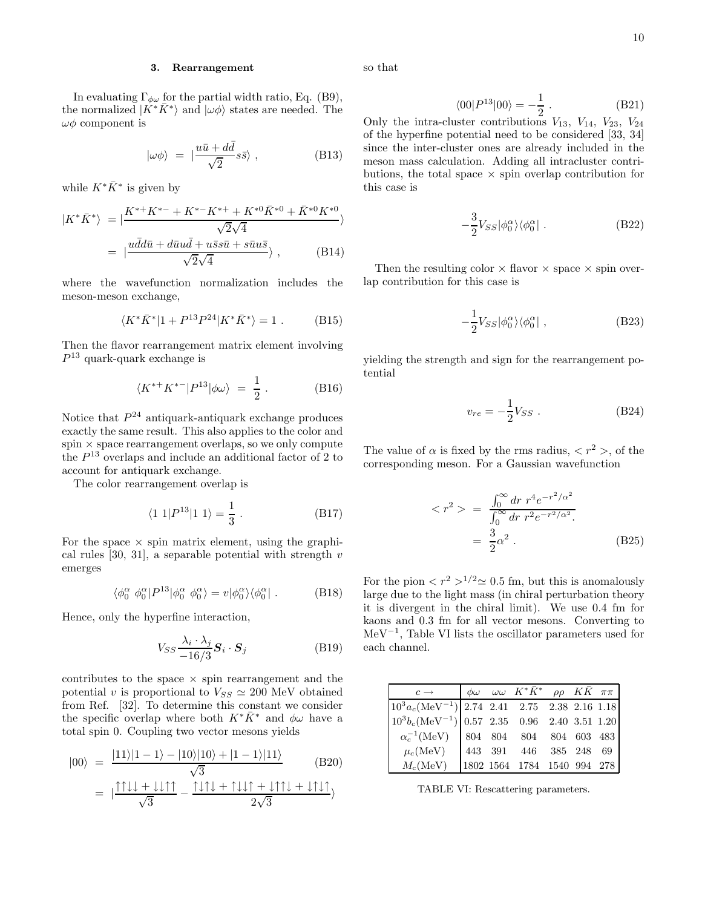### 3. Rearrangement

In evaluating $\Gamma_{\phi\omega}$ for the partial width ratio, Eq. (B9), the normalized $|K^*\bar{K}^*\rangle$ and $|\omega\phi\rangle$ states are needed. The $\omega\phi$ component is

$$|\omega\phi\rangle \;=\; |\frac{u\bar{u}+d\bar{d}}{\sqrt{2}}s\bar{s}\rangle\;, \tag{B13}$$

while $K^*\bar{K}^*$ is given by

$$\begin{aligned}|K^*\bar{K}^*\rangle \;&= |\frac{K^{*+}K^{*-}+K^{*-}K^{*+}+K^{*0}\bar{K}^{*0}+\bar{K}^{*0}K^{*0}}{\sqrt{2}\sqrt{4}}\rangle \\ &=\; |\frac{u\bar{d}d\bar{u}+d\bar{u}u\bar{d}+u\bar{s}s\bar{u}+s\bar{u}u\bar{s}}{\sqrt{2}\sqrt{4}}\rangle\;,\end{aligned} \tag{B14}$$

where the wavefunction normalization includes the meson-meson exchange,

$$\langle K^*\bar{K}^*|1+P^{13}P^{24}|K^*\bar{K}^*\rangle = 1\;. \tag{B15}$$

Then the flavor rearrangement matrix element involving $P^{13}$ quark-quark exchange is

$$\langle K^{*+}K^{*-}|P^{13}|\phi\omega\rangle \;=\; \frac{1}{2}\;. \tag{B16}$$

Notice that $P^{24}$ antiquark-antiquark exchange produces exactly the same result. This also applies to the color and spin $\times$ space rearrangement overlaps, so we only compute the $P^{13}$ overlaps and include an additional factor of 2 to account for antiquark exchange.

The color rearrangement overlap is

$$\langle 1\;1|P^{13}|1\;1\rangle = \frac{1}{3}\;. \tag{B17}$$

For the space $\times$ spin matrix element, using the graphical rules [30, 31], a separable potential with strength $v$ emerges

$$\langle\phi_0^\alpha\;\phi_0^\alpha|P^{13}|\phi_0^\alpha\;\phi_0^\alpha\rangle = v|\phi_0^\alpha\rangle\langle\phi_0^\alpha|\;. \tag{B18}$$

Hence, only the hyperfine interaction,

$$V_{SS}\frac{\lambda_i\cdot\lambda_j}{-16/3}\boldsymbol{S}_i\cdot\boldsymbol{S}_j \tag{B19}$$

contributes to the space $\times$ spin rearrangement and the potential $v$ is proportional to $V_{SS}\simeq 200$ MeV obtained from Ref. [32]. To determine this constant we consider the specific overlap where both $K^*\bar{K}^*$ and $\phi\omega$ have a total spin 0. Coupling two vector mesons yields

$$\begin{aligned}|00\rangle \;&=\; \frac{|11\rangle|1-1\rangle-|10\rangle|10\rangle+|1-1\rangle|11\rangle}{\sqrt{3}} \\ &=\; |\frac{\uparrow\uparrow\downarrow\downarrow+\downarrow\downarrow\uparrow\uparrow}{\sqrt{3}} - \frac{\uparrow\downarrow\uparrow\downarrow+\uparrow\downarrow\downarrow\uparrow+\downarrow\uparrow\uparrow\downarrow+\downarrow\uparrow\downarrow\uparrow}{2\sqrt{3}}\rangle\end{aligned} \tag{B20}$$

so that

$$\langle 00|P^{13}|00\rangle = -\frac{1}{2}\;. \tag{B21}$$

Only the intra-cluster contributions $V_{13}$, $V_{14}$, $V_{23}$, $V_{24}$ of the hyperfine potential need to be considered [33, 34] since the inter-cluster ones are already included in the meson mass calculation. Adding all intracluster contributions, the total space $\times$ spin overlap contribution for this case is

$$-\frac{3}{2}V_{SS}|\phi_0^\alpha\rangle\langle\phi_0^\alpha|\;. \tag{B22}$$

Then the resulting color $\times$ flavor $\times$ space $\times$ spin overlap contribution for this case is

$$-\frac{1}{2}V_{SS}|\phi_0^\alpha\rangle\langle\phi_0^\alpha|\;, \tag{B23}$$

yielding the strength and sign for the rearrangement potential

$$v_{re} = -\frac{1}{2}V_{SS}\;. \tag{B24}$$

The value of $\alpha$ is fixed by the rms radius, $<r^2>$, of the corresponding meson. For a Gaussian wavefunction

$$\begin{aligned}<r^2> \;&=\; \frac{\int_0^\infty dr\;r^4e^{-r^2/\alpha^2}}{\int_0^\infty dr\;r^2e^{-r^2/\alpha^2}}. \\ &=\; \frac{3}{2}\alpha^2\;.\end{aligned} \tag{B25}$$

For the pion $<r^2>^{1/2}\simeq 0.5$ fm, but this is anomalously large due to the light mass (in chiral perturbation theory it is divergent in the chiral limit). We use 0.4 fm for kaons and 0.3 fm for all vector mesons. Converting to MeV$^{-1}$, Table VI lists the oscillator parameters used for each channel.

| $c\rightarrow$ | $\phi\omega$ | $\omega\omega$ | $K^*\bar{K}^*$ | $\rho\rho$ | $K\bar{K}$ | $\pi\pi$ |
|---|---|---|---|---|---|---|
| $10^3a_c$(MeV$^{-1}$) | 2.74 | 2.41 | 2.75 | 2.38 | 2.16 | 1.18 |
| $10^3b_c$(MeV$^{-1}$) | 0.57 | 2.35 | 0.96 | 2.40 | 3.51 | 1.20 |
| $\alpha_c^{-1}$(MeV) | 804 | 804 | 804 | 804 | 603 | 483 |
| $\mu_c$(MeV) | 443 | 391 | 446 | 385 | 248 | 69 |
| $M_c$(MeV) | 1802 | 1564 | 1784 | 1540 | 994 | 278 |

TABLE VI: Rescattering parameters.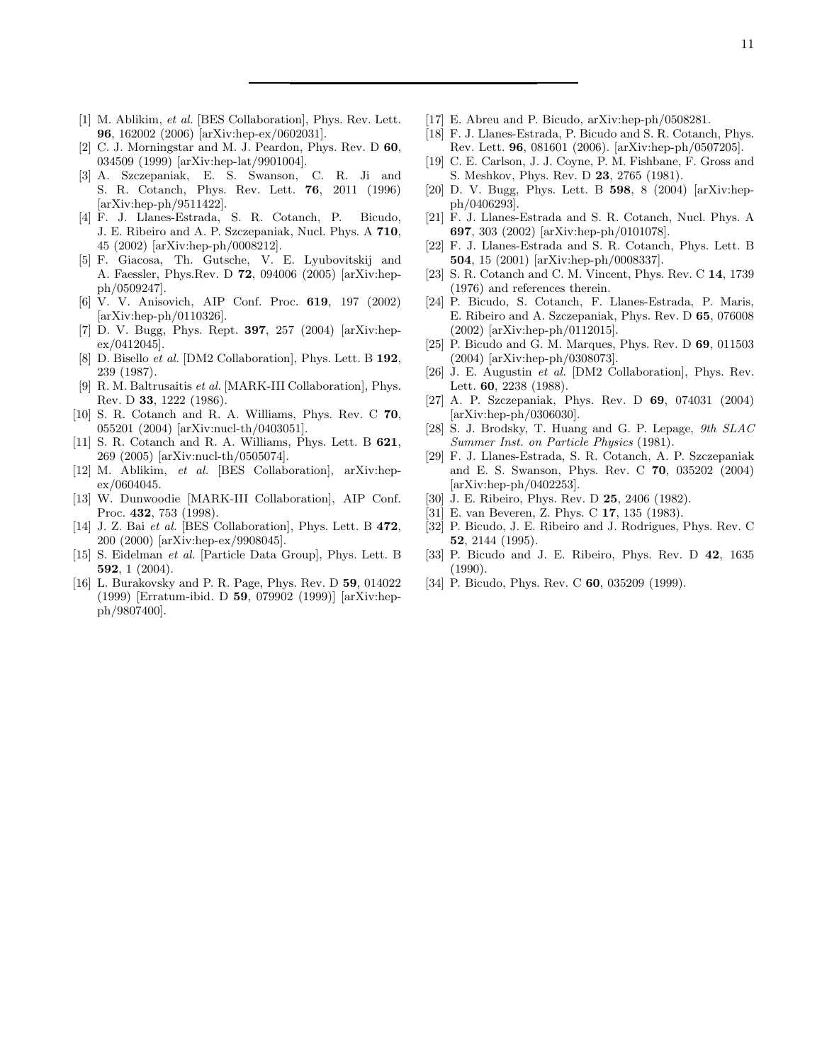[1] M. Ablikim, *et al.* [BES Collaboration], Phys. Rev. Lett. **96**, 162002 (2006) [arXiv:hep-ex/0602031].

[2] C. J. Morningstar and M. J. Peardon, Phys. Rev. D **60**, 034509 (1999) [arXiv:hep-lat/9901004].

[3] A. Szczepaniak, E. S. Swanson, C. R. Ji and S. R. Cotanch, Phys. Rev. Lett. **76**, 2011 (1996) [arXiv:hep-ph/9511422].

[4] F. J. Llanes-Estrada, S. R. Cotanch, P. Bicudo, J. E. Ribeiro and A. P. Szczepaniak, Nucl. Phys. A **710**, 45 (2002) [arXiv:hep-ph/0008212].

[5] F. Giacosa, Th. Gutsche, V. E. Lyubovitskij and A. Faessler, Phys.Rev. D **72**, 094006 (2005) [arXiv:hep-ph/0509247].

[6] V. V. Anisovich, AIP Conf. Proc. **619**, 197 (2002) [arXiv:hep-ph/0110326].

[7] D. V. Bugg, Phys. Rept. **397**, 257 (2004) [arXiv:hep-ex/0412045].

[8] D. Bisello *et al.* [DM2 Collaboration], Phys. Lett. B **192**, 239 (1987).

[9] R. M. Baltrusaitis *et al.* [MARK-III Collaboration], Phys. Rev. D **33**, 1222 (1986).

[10] S. R. Cotanch and R. A. Williams, Phys. Rev. C **70**, 055201 (2004) [arXiv:nucl-th/0403051].

[11] S. R. Cotanch and R. A. Williams, Phys. Lett. B **621**, 269 (2005) [arXiv:nucl-th/0505074].

[12] M. Ablikim, *et al.* [BES Collaboration], arXiv:hep-ex/0604045.

[13] W. Dunwoodie [MARK-III Collaboration], AIP Conf. Proc. **432**, 753 (1998).

[14] J. Z. Bai *et al.* [BES Collaboration], Phys. Lett. B **472**, 200 (2000) [arXiv:hep-ex/9908045].

[15] S. Eidelman *et al.* [Particle Data Group], Phys. Lett. B **592**, 1 (2004).

[16] L. Burakovsky and P. R. Page, Phys. Rev. D **59**, 014022 (1999) [Erratum-ibid. D **59**, 079902 (1999)] [arXiv:hep-ph/9807400].

[17] E. Abreu and P. Bicudo, arXiv:hep-ph/0508281.

[18] F. J. Llanes-Estrada, P. Bicudo and S. R. Cotanch, Phys. Rev. Lett. **96**, 081601 (2006). [arXiv:hep-ph/0507205].

[19] C. E. Carlson, J. J. Coyne, P. M. Fishbane, F. Gross and S. Meshkov, Phys. Rev. D **23**, 2765 (1981).

[20] D. V. Bugg, Phys. Lett. B **598**, 8 (2004) [arXiv:hep-ph/0406293].

[21] F. J. Llanes-Estrada and S. R. Cotanch, Nucl. Phys. A **697**, 303 (2002) [arXiv:hep-ph/0101078].

[22] F. J. Llanes-Estrada and S. R. Cotanch, Phys. Lett. B **504**, 15 (2001) [arXiv:hep-ph/0008337].

[23] S. R. Cotanch and C. M. Vincent, Phys. Rev. C **14**, 1739 (1976) and references therein.

[24] P. Bicudo, S. Cotanch, F. Llanes-Estrada, P. Maris, E. Ribeiro and A. Szczepaniak, Phys. Rev. D **65**, 076008 (2002) [arXiv:hep-ph/0112015].

[25] P. Bicudo and G. M. Marques, Phys. Rev. D **69**, 011503 (2004) [arXiv:hep-ph/0308073].

[26] J. E. Augustin *et al.* [DM2 Collaboration], Phys. Rev. Lett. **60**, 2238 (1988).

[27] A. P. Szczepaniak, Phys. Rev. D **69**, 074031 (2004) [arXiv:hep-ph/0306030].

[28] S. J. Brodsky, T. Huang and G. P. Lepage, *9th SLAC Summer Inst. on Particle Physics* (1981).

[29] F. J. Llanes-Estrada, S. R. Cotanch, A. P. Szczepaniak and E. S. Swanson, Phys. Rev. C **70**, 035202 (2004) [arXiv:hep-ph/0402253].

[30] J. E. Ribeiro, Phys. Rev. D **25**, 2406 (1982).

[31] E. van Beveren, Z. Phys. C **17**, 135 (1983).

[32] P. Bicudo, J. E. Ribeiro and J. Rodrigues, Phys. Rev. C **52**, 2144 (1995).

[33] P. Bicudo and J. E. Ribeiro, Phys. Rev. D **42**, 1635 (1990).

[34] P. Bicudo, Phys. Rev. C **60**, 035209 (1999).